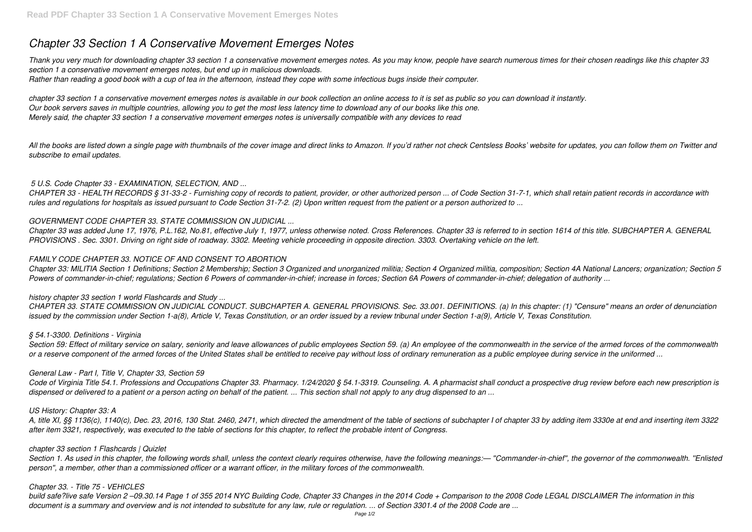# Chapter 33 Section 1 A Conservative Movement Emerges Notes

*Thank you very much for downloading chapter 33 section 1 a conservative movement emerges notes. As you may know, people have search numerous times for their chosen readings like this chapter 33 section 1 a conservative movement emerges notes, but end up in malicious downloads.*
*Rather than reading a good book with a cup of tea in the afternoon, instead they cope with some infectious bugs inside their computer.*

*chapter 33 section 1 a conservative movement emerges notes is available in our book collection an online access to it is set as public so you can download it instantly.*
*Our book servers saves in multiple countries, allowing you to get the most less latency time to download any of our books like this one.*
*Merely said, the chapter 33 section 1 a conservative movement emerges notes is universally compatible with any devices to read*

*All the books are listed down a single page with thumbnails of the cover image and direct links to Amazon. If you'd rather not check Centsless Books' website for updates, you can follow them on Twitter and subscribe to email updates.*

### *5 U.S. Code Chapter 33 - EXAMINATION, SELECTION, AND ...*

*CHAPTER 33 - HEALTH RECORDS § 31-33-2 - Furnishing copy of records to patient, provider, or other authorized person ... of Code Section 31-7-1, which shall retain patient records in accordance with rules and regulations for hospitals as issued pursuant to Code Section 31-7-2. (2) Upon written request from the patient or a person authorized to ...*

### *GOVERNMENT CODE CHAPTER 33. STATE COMMISSION ON JUDICIAL ...*

*Chapter 33 was added June 17, 1976, P.L.162, No.81, effective July 1, 1977, unless otherwise noted. Cross References. Chapter 33 is referred to in section 1614 of this title. SUBCHAPTER A. GENERAL PROVISIONS . Sec. 3301. Driving on right side of roadway. 3302. Meeting vehicle proceeding in opposite direction. 3303. Overtaking vehicle on the left.*

### *FAMILY CODE CHAPTER 33. NOTICE OF AND CONSENT TO ABORTION*

*Chapter 33: MILITIA Section 1 Definitions; Section 2 Membership; Section 3 Organized and unorganized militia; Section 4 Organized militia, composition; Section 4A National Lancers; organization; Section 5 Powers of commander-in-chief; regulations; Section 6 Powers of commander-in-chief; increase in forces; Section 6A Powers of commander-in-chief; delegation of authority ...*

### *history chapter 33 section 1 world Flashcards and Study ...*

*CHAPTER 33. STATE COMMISSION ON JUDICIAL CONDUCT. SUBCHAPTER A. GENERAL PROVISIONS. Sec. 33.001. DEFINITIONS. (a) In this chapter: (1) "Censure" means an order of denunciation issued by the commission under Section 1-a(8), Article V, Texas Constitution, or an order issued by a review tribunal under Section 1-a(9), Article V, Texas Constitution.*

### *§ 54.1-3300. Definitions - Virginia*

*Section 59: Effect of military service on salary, seniority and leave allowances of public employees Section 59. (a) An employee of the commonwealth in the service of the armed forces of the commonwealth or a reserve component of the armed forces of the United States shall be entitled to receive pay without loss of ordinary remuneration as a public employee during service in the uniformed ...*

### *General Law - Part I, Title V, Chapter 33, Section 59*

*Code of Virginia Title 54.1. Professions and Occupations Chapter 33. Pharmacy. 1/24/2020 § 54.1-3319. Counseling. A. A pharmacist shall conduct a prospective drug review before each new prescription is dispensed or delivered to a patient or a person acting on behalf of the patient. ... This section shall not apply to any drug dispensed to an ...*

### *US History: Chapter 33: A*

*A, title XI, §§ 1136(c), 1140(c), Dec. 23, 2016, 130 Stat. 2460, 2471, which directed the amendment of the table of sections of subchapter I of chapter 33 by adding item 3330e at end and inserting item 3322 after item 3321, respectively, was executed to the table of sections for this chapter, to reflect the probable intent of Congress.*

### *chapter 33 section 1 Flashcards | Quizlet*

*Section 1. As used in this chapter, the following words shall, unless the context clearly requires otherwise, have the following meanings:— "Commander-in-chief", the governor of the commonwealth. "Enlisted person", a member, other than a commissioned officer or a warrant officer, in the military forces of the commonwealth.*

### *Chapter 33. - Title 75 - VEHICLES*

*build safe?live safe Version 2 –09.30.14 Page 1 of 355 2014 NYC Building Code, Chapter 33 Changes in the 2014 Code + Comparison to the 2008 Code LEGAL DISCLAIMER The information in this document is a summary and overview and is not intended to substitute for any law, rule or regulation. ... of Section 3301.4 of the 2008 Code are ...*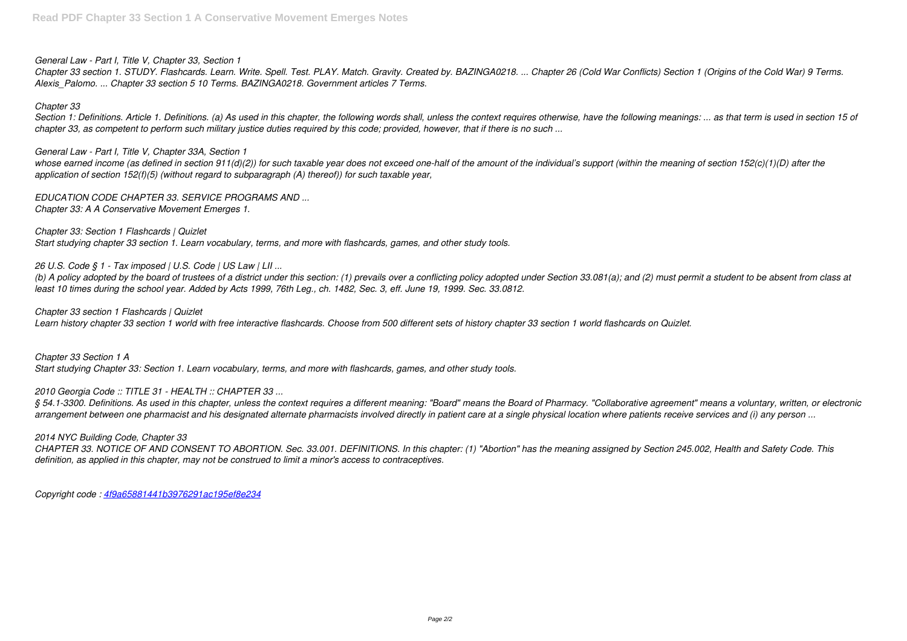*General Law - Part I, Title V, Chapter 33, Section 1*

*Chapter 33 section 1. STUDY. Flashcards. Learn. Write. Spell. Test. PLAY. Match. Gravity. Created by. BAZINGA0218. ... Chapter 26 (Cold War Conflicts) Section 1 (Origins of the Cold War) 9 Terms. Alexis_Palomo. ... Chapter 33 section 5 10 Terms. BAZINGA0218. Government articles 7 Terms.*

*Chapter 33*

*Section 1: Definitions. Article 1. Definitions. (a) As used in this chapter, the following words shall, unless the context requires otherwise, have the following meanings: ... as that term is used in section 15 of chapter 33, as competent to perform such military justice duties required by this code; provided, however, that if there is no such ...*

*General Law - Part I, Title V, Chapter 33A, Section 1*

*whose earned income (as defined in section 911(d)(2)) for such taxable year does not exceed one-half of the amount of the individual's support (within the meaning of section 152(c)(1)(D) after the application of section 152(f)(5) (without regard to subparagraph (A) thereof)) for such taxable year,*

*EDUCATION CODE CHAPTER 33. SERVICE PROGRAMS AND ...*

*Chapter 33: A A Conservative Movement Emerges 1.*

*Chapter 33: Section 1 Flashcards | Quizlet*

*Start studying chapter 33 section 1. Learn vocabulary, terms, and more with flashcards, games, and other study tools.*

*26 U.S. Code § 1 - Tax imposed | U.S. Code | US Law | LII ...*

*(b) A policy adopted by the board of trustees of a district under this section: (1) prevails over a conflicting policy adopted under Section 33.081(a); and (2) must permit a student to be absent from class at least 10 times during the school year. Added by Acts 1999, 76th Leg., ch. 1482, Sec. 3, eff. June 19, 1999. Sec. 33.0812.*

*Chapter 33 section 1 Flashcards | Quizlet*

*Learn history chapter 33 section 1 world with free interactive flashcards. Choose from 500 different sets of history chapter 33 section 1 world flashcards on Quizlet.*

*Chapter 33 Section 1 A*

*Start studying Chapter 33: Section 1. Learn vocabulary, terms, and more with flashcards, games, and other study tools.*

*2010 Georgia Code :: TITLE 31 - HEALTH :: CHAPTER 33 ...*

*§ 54.1-3300. Definitions. As used in this chapter, unless the context requires a different meaning: "Board" means the Board of Pharmacy. "Collaborative agreement" means a voluntary, written, or electronic arrangement between one pharmacist and his designated alternate pharmacists involved directly in patient care at a single physical location where patients receive services and (i) any person ...*

*2014 NYC Building Code, Chapter 33*

*CHAPTER 33. NOTICE OF AND CONSENT TO ABORTION. Sec. 33.001. DEFINITIONS. In this chapter: (1) "Abortion" has the meaning assigned by Section 245.002, Health and Safety Code. This definition, as applied in this chapter, may not be construed to limit a minor's access to contraceptives.*

*Copyright code : 4f9a65881441b3976291ac195ef8e234*